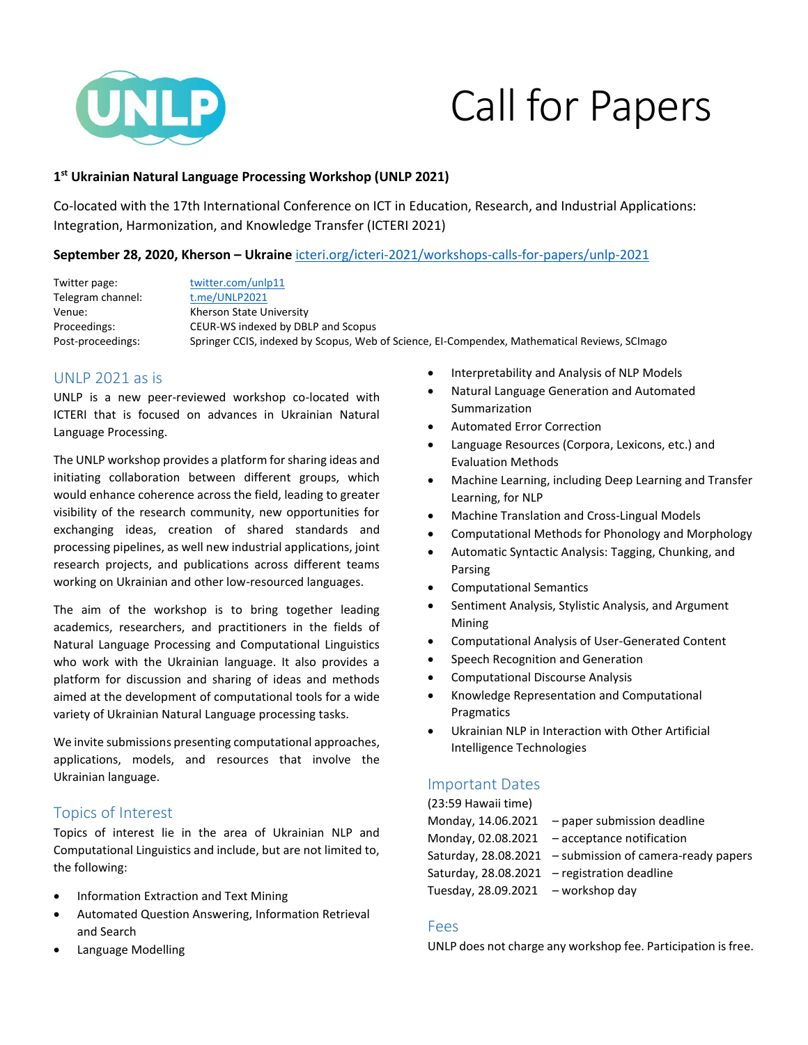# Call for Papers

**1st Ukrainian Natural Language Processing Workshop (UNLP 2021)**

Co-located with the 17th International Conference on ICT in Education, Research, and Industrial Applications: Integration, Harmonization, and Knowledge Transfer (ICTERI 2021)

**September 28, 2020, Kherson – Ukraine** icteri.org/icteri-2021/workshops-calls-for-papers/unlp-2021

| | |
|---|---|
| Twitter page: | twitter.com/unlp11 |
| Telegram channel: | t.me/UNLP2021 |
| Venue: | Kherson State University |
| Proceedings: | CEUR-WS indexed by DBLP and Scopus |
| Post-proceedings: | Springer CCIS, indexed by Scopus, Web of Science, EI-Compendex, Mathematical Reviews, SCImago |

## UNLP 2021 as is

UNLP is a new peer-reviewed workshop co-located with ICTERI that is focused on advances in Ukrainian Natural Language Processing.

The UNLP workshop provides a platform for sharing ideas and initiating collaboration between different groups, which would enhance coherence across the field, leading to greater visibility of the research community, new opportunities for exchanging ideas, creation of shared standards and processing pipelines, as well new industrial applications, joint research projects, and publications across different teams working on Ukrainian and other low-resourced languages.

The aim of the workshop is to bring together leading academics, researchers, and practitioners in the fields of Natural Language Processing and Computational Linguistics who work with the Ukrainian language. It also provides a platform for discussion and sharing of ideas and methods aimed at the development of computational tools for a wide variety of Ukrainian Natural Language processing tasks.

We invite submissions presenting computational approaches, applications, models, and resources that involve the Ukrainian language.

## Topics of Interest

Topics of interest lie in the area of Ukrainian NLP and Computational Linguistics and include, but are not limited to, the following:

- Information Extraction and Text Mining
- Automated Question Answering, Information Retrieval and Search
- Language Modelling
- Interpretability and Analysis of NLP Models
- Natural Language Generation and Automated Summarization
- Automated Error Correction
- Language Resources (Corpora, Lexicons, etc.) and Evaluation Methods
- Machine Learning, including Deep Learning and Transfer Learning, for NLP
- Machine Translation and Cross-Lingual Models
- Computational Methods for Phonology and Morphology
- Automatic Syntactic Analysis: Tagging, Chunking, and Parsing
- Computational Semantics
- Sentiment Analysis, Stylistic Analysis, and Argument Mining
- Computational Analysis of User-Generated Content
- Speech Recognition and Generation
- Computational Discourse Analysis
- Knowledge Representation and Computational Pragmatics
- Ukrainian NLP in Interaction with Other Artificial Intelligence Technologies

## Important Dates

(23:59 Hawaii time)

Monday, 14.06.2021 – paper submission deadline
Monday, 02.08.2021 – acceptance notification
Saturday, 28.08.2021 – submission of camera-ready papers
Saturday, 28.08.2021 – registration deadline
Tuesday, 28.09.2021 – workshop day

## Fees

UNLP does not charge any workshop fee. Participation is free.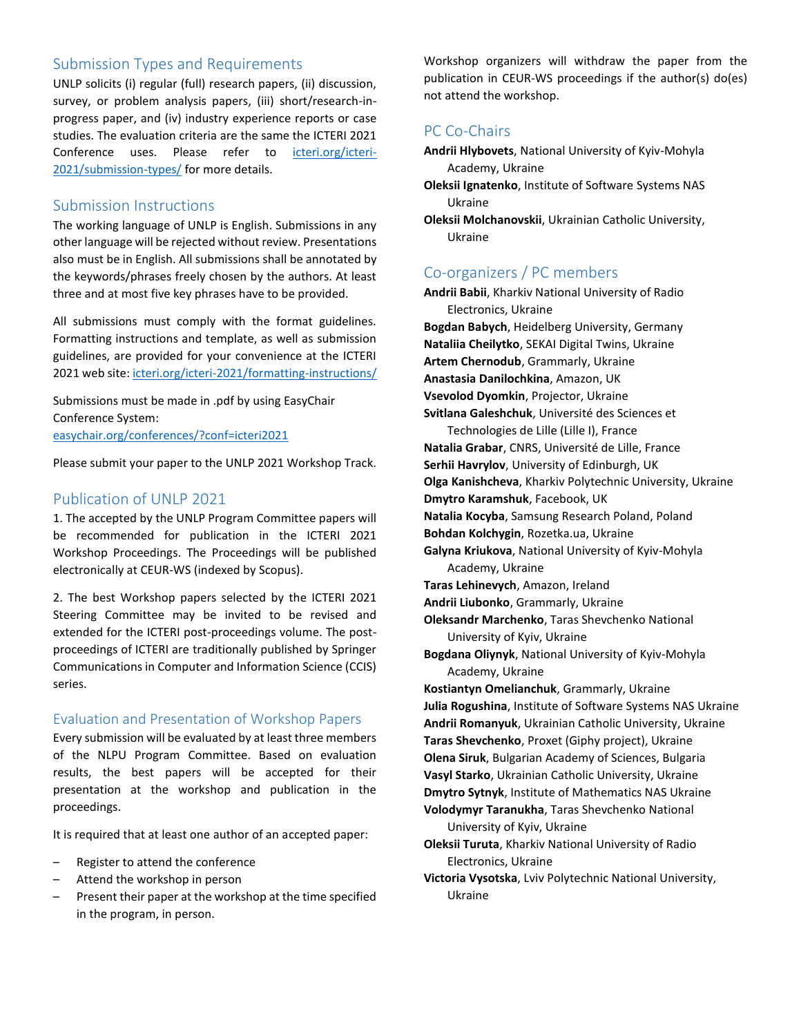## Submission Types and Requirements

UNLP solicits (i) regular (full) research papers, (ii) discussion, survey, or problem analysis papers, (iii) short/research-in-progress paper, and (iv) industry experience reports or case studies. The evaluation criteria are the same the ICTERI 2021 Conference uses. Please refer to icteri.org/icteri-2021/submission-types/ for more details.

## Submission Instructions

The working language of UNLP is English. Submissions in any other language will be rejected without review. Presentations also must be in English. All submissions shall be annotated by the keywords/phrases freely chosen by the authors. At least three and at most five key phrases have to be provided.

All submissions must comply with the format guidelines. Formatting instructions and template, as well as submission guidelines, are provided for your convenience at the ICTERI 2021 web site: icteri.org/icteri-2021/formatting-instructions/

Submissions must be made in .pdf by using EasyChair Conference System:
easychair.org/conferences/?conf=icteri2021

Please submit your paper to the UNLP 2021 Workshop Track.

## Publication of UNLP 2021

1. The accepted by the UNLP Program Committee papers will be recommended for publication in the ICTERI 2021 Workshop Proceedings. The Proceedings will be published electronically at CEUR-WS (indexed by Scopus).

2. The best Workshop papers selected by the ICTERI 2021 Steering Committee may be invited to be revised and extended for the ICTERI post-proceedings volume. The post-proceedings of ICTERI are traditionally published by Springer Communications in Computer and Information Science (CCIS) series.

## Evaluation and Presentation of Workshop Papers

Every submission will be evaluated by at least three members of the NLPU Program Committee. Based on evaluation results, the best papers will be accepted for their presentation at the workshop and publication in the proceedings.

It is required that at least one author of an accepted paper:

- Register to attend the conference
- Attend the workshop in person
- Present their paper at the workshop at the time specified in the program, in person.

Workshop organizers will withdraw the paper from the publication in CEUR-WS proceedings if the author(s) do(es) not attend the workshop.

## PC Co-Chairs

**Andrii Hlybovets**, National University of Kyiv-Mohyla Academy, Ukraine
**Oleksii Ignatenko**, Institute of Software Systems NAS Ukraine
**Oleksii Molchanovskii**, Ukrainian Catholic University, Ukraine

## Co-organizers / PC members

**Andrii Babii**, Kharkiv National University of Radio Electronics, Ukraine
**Bogdan Babych**, Heidelberg University, Germany
**Nataliia Cheilytko**, SEKAI Digital Twins, Ukraine
**Artem Chernodub**, Grammarly, Ukraine
**Anastasia Danilochkina**, Amazon, UK
**Vsevolod Dyomkin**, Projector, Ukraine
**Svitlana Galeshchuk**, Université des Sciences et Technologies de Lille (Lille I), France
**Natalia Grabar**, CNRS, Université de Lille, France
**Serhii Havrylov**, University of Edinburgh, UK
**Olga Kanishcheva**, Kharkiv Polytechnic University, Ukraine
**Dmytro Karamshuk**, Facebook, UK
**Natalia Kocyba**, Samsung Research Poland, Poland
**Bohdan Kolchygin**, Rozetka.ua, Ukraine
**Galyna Kriukova**, National University of Kyiv-Mohyla Academy, Ukraine
**Taras Lehinevych**, Amazon, Ireland
**Andrii Liubonko**, Grammarly, Ukraine
**Oleksandr Marchenko**, Taras Shevchenko National University of Kyiv, Ukraine
**Bogdana Oliynyk**, National University of Kyiv-Mohyla Academy, Ukraine
**Kostiantyn Omelianchuk**, Grammarly, Ukraine
**Julia Rogushina**, Institute of Software Systems NAS Ukraine
**Andrii Romanyuk**, Ukrainian Catholic University, Ukraine
**Taras Shevchenko**, Proxet (Giphy project), Ukraine
**Olena Siruk**, Bulgarian Academy of Sciences, Bulgaria
**Vasyl Starko**, Ukrainian Catholic University, Ukraine
**Dmytro Sytnyk**, Institute of Mathematics NAS Ukraine
**Volodymyr Taranukha**, Taras Shevchenko National University of Kyiv, Ukraine
**Oleksii Turuta**, Kharkiv National University of Radio Electronics, Ukraine
**Victoria Vysotska**, Lviv Polytechnic National University, Ukraine